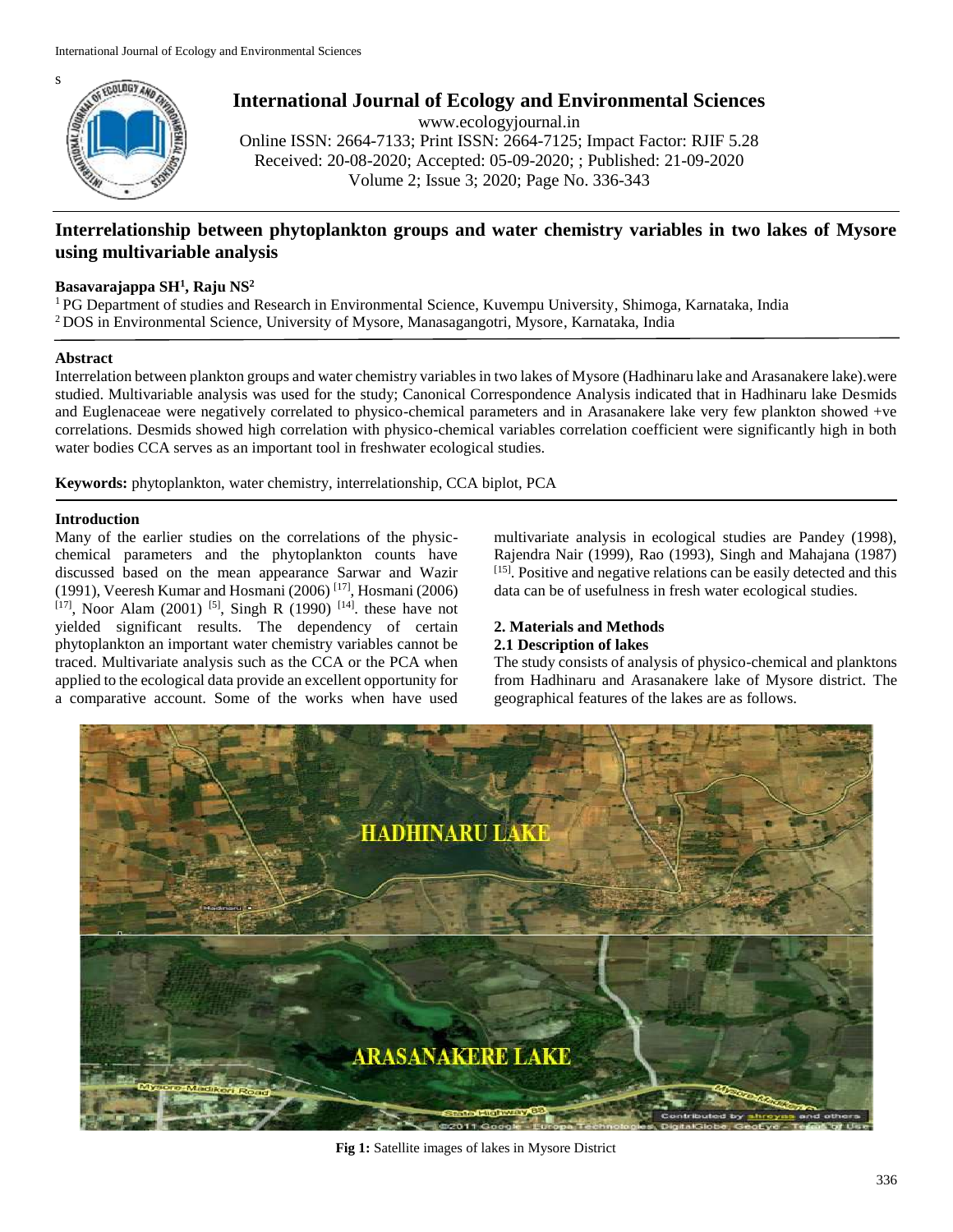# International Journal of Ecology and Environmental Sciences

www.ecologyjournal.in

Online ISSN: 2664-7133; Print ISSN: 2664-7125; Impact Factor: RJIF 5.28

Received: 20-08-2020; Accepted: 05-09-2020; ; Published: 21-09-2020

Volume 2; Issue 3; 2020; Page No. 336-343

## Interrelationship between phytoplankton groups and water chemistry variables in two lakes of Mysore using multivariable analysis

**Basavarajappa SH[1], Raju NS[2]**

[1] PG Department of studies and Research in Environmental Science, Kuvempu University, Shimoga, Karnataka, India

[2] DOS in Environmental Science, University of Mysore, Manasagangotri, Mysore, Karnataka, India

**Abstract**

Interrelation between plankton groups and water chemistry variables in two lakes of Mysore (Hadhinaru lake and Arasanakere lake).were studied. Multivariable analysis was used for the study; Canonical Correspondence Analysis indicated that in Hadhinaru lake Desmids and Euglenaceae were negatively correlated to physico-chemical parameters and in Arasanakere lake very few plankton showed +ve correlations. Desmids showed high correlation with physico-chemical variables correlation coefficient were significantly high in both water bodies CCA serves as an important tool in freshwater ecological studies.

**Keywords:** phytoplankton, water chemistry, interrelationship, CCA biplot, PCA

### Introduction

Many of the earlier studies on the correlations of the physic-chemical parameters and the phytoplankton counts have discussed based on the mean appearance Sarwar and Wazir (1991), Veeresh Kumar and Hosmani (2006) [17], Hosmani (2006) [17], Noor Alam (2001) [5], Singh R (1990) [14]. these have not yielded significant results. The dependency of certain phytoplankton an important water chemistry variables cannot be traced. Multivariate analysis such as the CCA or the PCA when applied to the ecological data provide an excellent opportunity for a comparative account. Some of the works when have used multivariate analysis in ecological studies are Pandey (1998), Rajendra Nair (1999), Rao (1993), Singh and Mahajana (1987) [15]. Positive and negative relations can be easily detected and this data can be of usefulness in fresh water ecological studies.

### 2. Materials and Methods

#### 2.1 Description of lakes

The study consists of analysis of physico-chemical and planktons from Hadhinaru and Arasanakere lake of Mysore district. The geographical features of the lakes are as follows.

**Fig 1:** Satellite images of lakes in Mysore District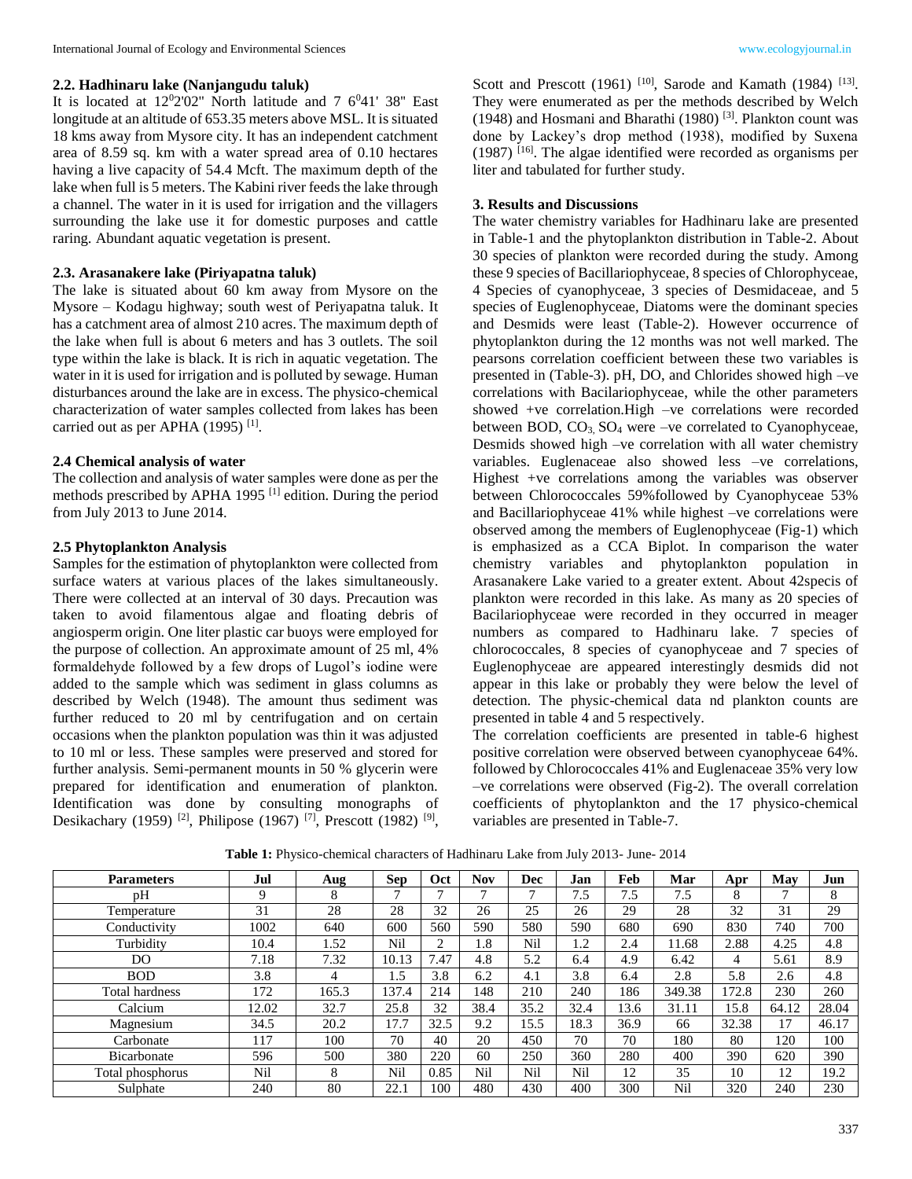### 2.2. Hadhinaru lake (Nanjangudu taluk)

It is located at $12^0 2'02''$ North latitude and 7 $6^0 41'$ 38" East longitude at an altitude of 653.35 meters above MSL. It is situated 18 kms away from Mysore city. It has an independent catchment area of 8.59 sq. km with a water spread area of 0.10 hectares having a live capacity of 54.4 Mcft. The maximum depth of the lake when full is 5 meters. The Kabini river feeds the lake through a channel. The water in it is used for irrigation and the villagers surrounding the lake use it for domestic purposes and cattle raring. Abundant aquatic vegetation is present.

### 2.3. Arasanakere lake (Piriyapatna taluk)

The lake is situated about 60 km away from Mysore on the Mysore – Kodagu highway; south west of Periyapatna taluk. It has a catchment area of almost 210 acres. The maximum depth of the lake when full is about 6 meters and has 3 outlets. The soil type within the lake is black. It is rich in aquatic vegetation. The water in it is used for irrigation and is polluted by sewage. Human disturbances around the lake are in excess. The physico-chemical characterization of water samples collected from lakes has been carried out as per APHA (1995) [1].

### 2.4 Chemical analysis of water

The collection and analysis of water samples were done as per the methods prescribed by APHA 1995 [1] edition. During the period from July 2013 to June 2014.

### 2.5 Phytoplankton Analysis

Samples for the estimation of phytoplankton were collected from surface waters at various places of the lakes simultaneously. There were collected at an interval of 30 days. Precaution was taken to avoid filamentous algae and floating debris of angiosperm origin. One liter plastic car buoys were employed for the purpose of collection. An approximate amount of 25 ml, 4% formaldehyde followed by a few drops of Lugol's iodine were added to the sample which was sediment in glass columns as described by Welch (1948). The amount thus sediment was further reduced to 20 ml by centrifugation and on certain occasions when the plankton population was thin it was adjusted to 10 ml or less. These samples were preserved and stored for further analysis. Semi-permanent mounts in 50 % glycerin were prepared for identification and enumeration of plankton. Identification was done by consulting monographs of Desikachary (1959) [2], Philipose (1967) [7], Prescott (1982) [9], Scott and Prescott (1961) [10], Sarode and Kamath (1984) [13]. They were enumerated as per the methods described by Welch (1948) and Hosmani and Bharathi (1980) [3]. Plankton count was done by Lackey's drop method (1938), modified by Suxena (1987) [16]. The algae identified were recorded as organisms per liter and tabulated for further study.

## 3. Results and Discussions

The water chemistry variables for Hadhinaru lake are presented in Table-1 and the phytoplankton distribution in Table-2. About 30 species of plankton were recorded during the study. Among these 9 species of Bacillariophyceae, 8 species of Chlorophyceae, 4 Species of cyanophyceae, 3 species of Desmidaceae, and 5 species of Euglenophyceae, Diatoms were the dominant species and Desmids were least (Table-2). However occurrence of phytoplankton during the 12 months was not well marked. The pearsons correlation coefficient between these two variables is presented in (Table-3). pH, DO, and Chlorides showed high –ve correlations with Bacilariophyceae, while the other parameters showed +ve correlation.High –ve correlations were recorded between BOD, $CO_3$, $SO_4$ were –ve correlated to Cyanophyceae, Desmids showed high –ve correlation with all water chemistry variables. Euglenaceae also showed less –ve correlations, Highest +ve correlations among the variables was observer between Chlorococcales 59%followed by Cyanophyceae 53% and Bacillariophyceae 41% while highest –ve correlations were observed among the members of Euglenophyceae (Fig-1) which is emphasized as a CCA Biplot. In comparison the water chemistry variables and phytoplankton population in Arasanakere Lake varied to a greater extent. About 42specis of plankton were recorded in this lake. As many as 20 species of Bacilariophyceae were recorded in they occurred in meager numbers as compared to Hadhinaru lake. 7 species of chlorococcales, 8 species of cyanophyceae and 7 species of Euglenophyceae are appeared interestingly desmids did not appear in this lake or probably they were below the level of detection. The physic-chemical data nd plankton counts are presented in table 4 and 5 respectively.

The correlation coefficients are presented in table-6 highest positive correlation were observed between cyanophyceae 64%. followed by Chlorococcales 41% and Euglenaceae 35% very low –ve correlations were observed (Fig-2). The overall correlation coefficients of phytoplankton and the 17 physico-chemical variables are presented in Table-7.

**Table 1:** Physico-chemical characters of Hadhinaru Lake from July 2013- June- 2014

| Parameters | Jul | Aug | Sep | Oct | Nov | Dec | Jan | Feb | Mar | Apr | May | Jun |
|---|---|---|---|---|---|---|---|---|---|---|---|---|
| pH | 9 | 8 | 7 | 7 | 7 | 7 | 7.5 | 7.5 | 7.5 | 8 | 7 | 8 |
| Temperature | 31 | 28 | 28 | 32 | 26 | 25 | 26 | 29 | 28 | 32 | 31 | 29 |
| Conductivity | 1002 | 640 | 600 | 560 | 590 | 580 | 590 | 680 | 690 | 830 | 740 | 700 |
| Turbidity | 10.4 | 1.52 | Nil | 2 | 1.8 | Nil | 1.2 | 2.4 | 11.68 | 2.88 | 4.25 | 4.8 |
| DO | 7.18 | 7.32 | 10.13 | 7.47 | 4.8 | 5.2 | 6.4 | 4.9 | 6.42 | 4 | 5.61 | 8.9 |
| BOD | 3.8 | 4 | 1.5 | 3.8 | 6.2 | 4.1 | 3.8 | 6.4 | 2.8 | 5.8 | 2.6 | 4.8 |
| Total hardness | 172 | 165.3 | 137.4 | 214 | 148 | 210 | 240 | 186 | 349.38 | 172.8 | 230 | 260 |
| Calcium | 12.02 | 32.7 | 25.8 | 32 | 38.4 | 35.2 | 32.4 | 13.6 | 31.11 | 15.8 | 64.12 | 28.04 |
| Magnesium | 34.5 | 20.2 | 17.7 | 32.5 | 9.2 | 15.5 | 18.3 | 36.9 | 66 | 32.38 | 17 | 46.17 |
| Carbonate | 117 | 100 | 70 | 40 | 20 | 450 | 70 | 70 | 180 | 80 | 120 | 100 |
| Bicarbonate | 596 | 500 | 380 | 220 | 60 | 250 | 360 | 280 | 400 | 390 | 620 | 390 |
| Total phosphorus | Nil | 8 | Nil | 0.85 | Nil | Nil | Nil | 12 | 35 | 10 | 12 | 19.2 |
| Sulphate | 240 | 80 | 22.1 | 100 | 480 | 430 | 400 | 300 | Nil | 320 | 240 | 230 |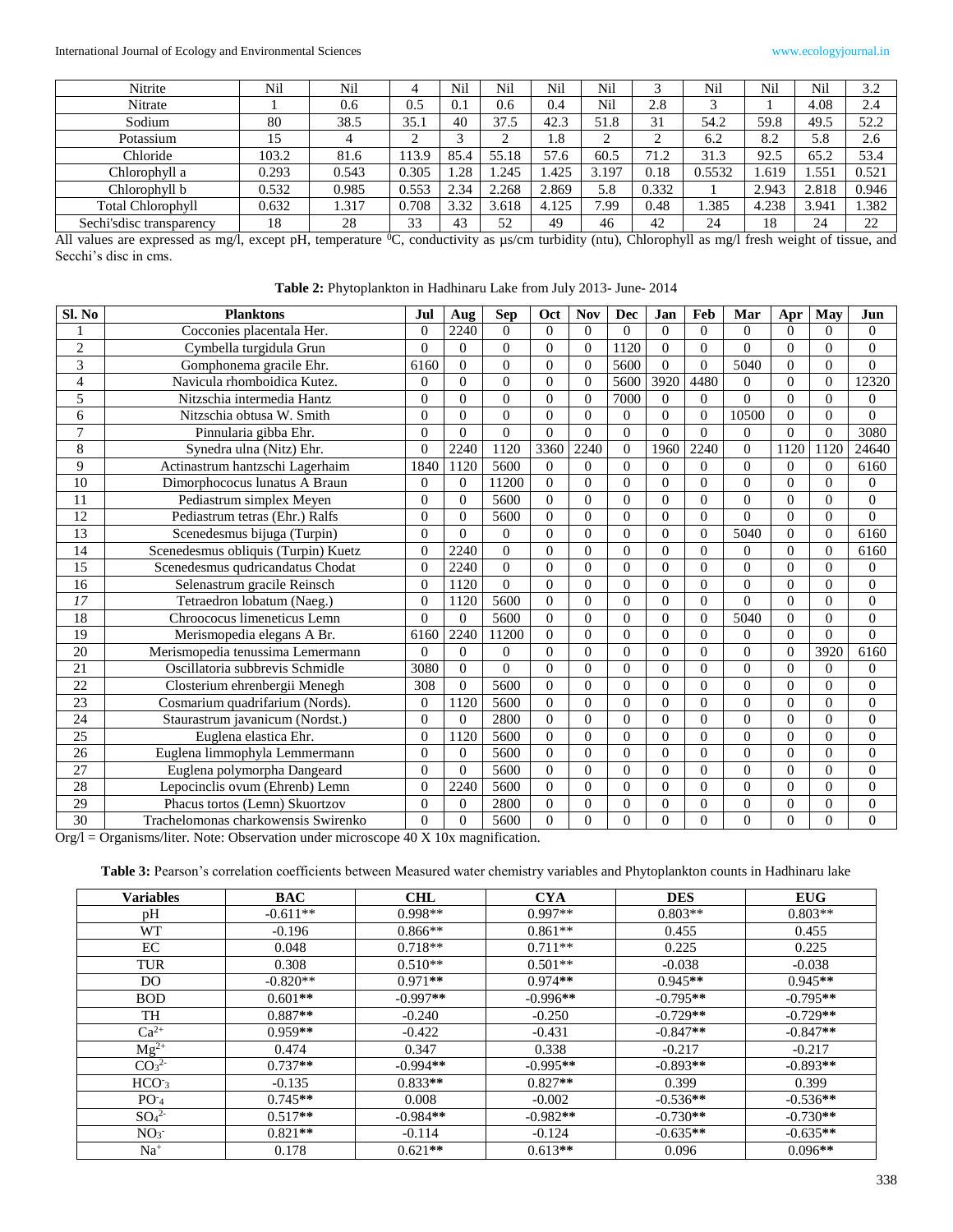| Nitrite | Nil | Nil | 4 | Nil | Nil | Nil | Nil | 3 | Nil | Nil | Nil | 3.2 |
|---|---|---|---|---|---|---|---|---|---|---|---|---|
| Nitrate | 1 | 0.6 | 0.5 | 0.1 | 0.6 | 0.4 | Nil | 2.8 | 3 | 1 | 4.08 | 2.4 |
| Sodium | 80 | 38.5 | 35.1 | 40 | 37.5 | 42.3 | 51.8 | 31 | 54.2 | 59.8 | 49.5 | 52.2 |
| Potassium | 15 | 4 | 2 | 3 | 2 | 1.8 | 2 | 2 | 6.2 | 8.2 | 5.8 | 2.6 |
| Chloride | 103.2 | 81.6 | 113.9 | 85.4 | 55.18 | 57.6 | 60.5 | 71.2 | 31.3 | 92.5 | 65.2 | 53.4 |
| Chlorophyll a | 0.293 | 0.543 | 0.305 | 1.28 | 1.245 | 1.425 | 3.197 | 0.18 | 0.5532 | 1.619 | 1.551 | 0.521 |
| Chlorophyll b | 0.532 | 0.985 | 0.553 | 2.34 | 2.268 | 2.869 | 5.8 | 0.332 | 1 | 2.943 | 2.818 | 0.946 |
| Total Chlorophyll | 0.632 | 1.317 | 0.708 | 3.32 | 3.618 | 4.125 | 7.99 | 0.48 | 1.385 | 4.238 | 3.941 | 1.382 |
| Sechi'sdisc transparency | 18 | 28 | 33 | 43 | 52 | 49 | 46 | 42 | 24 | 18 | 24 | 22 |

All values are expressed as mg/l, except pH, temperature $^0$C, conductivity as µs/cm turbidity (ntu), Chlorophyll as mg/l fresh weight of tissue, and Secchi's disc in cms.

**Table 2:** Phytoplankton in Hadhinaru Lake from July 2013- June- 2014

| Sl. No | Planktons | Jul | Aug | Sep | Oct | Nov | Dec | Jan | Feb | Mar | Apr | May | Jun |
|---|---|---|---|---|---|---|---|---|---|---|---|---|---|
| 1 | Cocconies placentala Her. | 0 | 2240 | 0 | 0 | 0 | 0 | 0 | 0 | 0 | 0 | 0 | 0 |
| 2 | Cymbella turgidula Grun | 0 | 0 | 0 | 0 | 0 | 1120 | 0 | 0 | 0 | 0 | 0 | 0 |
| 3 | Gomphonema gracile Ehr. | 6160 | 0 | 0 | 0 | 0 | 5600 | 0 | 0 | 5040 | 0 | 0 | 0 |
| 4 | Navicula rhomboidica Kutez. | 0 | 0 | 0 | 0 | 0 | 5600 | 3920 | 4480 | 0 | 0 | 0 | 12320 |
| 5 | Nitzschia intermedia Hantz | 0 | 0 | 0 | 0 | 0 | 7000 | 0 | 0 | 0 | 0 | 0 | 0 |
| 6 | Nitzschia obtusa W. Smith | 0 | 0 | 0 | 0 | 0 | 0 | 0 | 0 | 10500 | 0 | 0 | 0 |
| 7 | Pinnularia gibba Ehr. | 0 | 0 | 0 | 0 | 0 | 0 | 0 | 0 | 0 | 0 | 0 | 3080 |
| 8 | Synedra ulna (Nitz) Ehr. | 0 | 2240 | 1120 | 3360 | 2240 | 0 | 1960 | 2240 | 0 | 1120 | 1120 | 24640 |
| 9 | Actinastrum hantzschi Lagerhaim | 1840 | 1120 | 5600 | 0 | 0 | 0 | 0 | 0 | 0 | 0 | 0 | 6160 |
| 10 | Dimorphococus lunatus A Braun | 0 | 0 | 11200 | 0 | 0 | 0 | 0 | 0 | 0 | 0 | 0 | 0 |
| 11 | Pediastrum simplex Meyen | 0 | 0 | 5600 | 0 | 0 | 0 | 0 | 0 | 0 | 0 | 0 | 0 |
| 12 | Pediastrum tetras (Ehr.) Ralfs | 0 | 0 | 5600 | 0 | 0 | 0 | 0 | 0 | 0 | 0 | 0 | 0 |
| 13 | Scenedesmus bijuga (Turpin) | 0 | 0 | 0 | 0 | 0 | 0 | 0 | 0 | 5040 | 0 | 0 | 6160 |
| 14 | Scenedesmus obliquis (Turpin) Kuetz | 0 | 2240 | 0 | 0 | 0 | 0 | 0 | 0 | 0 | 0 | 0 | 6160 |
| 15 | Scenedesmus qudricandatus Chodat | 0 | 2240 | 0 | 0 | 0 | 0 | 0 | 0 | 0 | 0 | 0 | 0 |
| 16 | Selenastrum gracile Reinsch | 0 | 1120 | 0 | 0 | 0 | 0 | 0 | 0 | 0 | 0 | 0 | 0 |
| 17 | Tetraedron lobatum (Naeg.) | 0 | 1120 | 5600 | 0 | 0 | 0 | 0 | 0 | 0 | 0 | 0 | 0 |
| 18 | Chroococus limeneticus Lemn | 0 | 0 | 5600 | 0 | 0 | 0 | 0 | 0 | 5040 | 0 | 0 | 0 |
| 19 | Merismopedia elegans A Br. | 6160 | 2240 | 11200 | 0 | 0 | 0 | 0 | 0 | 0 | 0 | 0 | 0 |
| 20 | Merismopedia tenussima Lemermann | 0 | 0 | 0 | 0 | 0 | 0 | 0 | 0 | 0 | 0 | 3920 | 6160 |
| 21 | Oscillatoria subbrevis Schmidle | 3080 | 0 | 0 | 0 | 0 | 0 | 0 | 0 | 0 | 0 | 0 | 0 |
| 22 | Closterium ehrenbergii Menegh | 308 | 0 | 5600 | 0 | 0 | 0 | 0 | 0 | 0 | 0 | 0 | 0 |
| 23 | Cosmarium quadrifarium (Nords). | 0 | 1120 | 5600 | 0 | 0 | 0 | 0 | 0 | 0 | 0 | 0 | 0 |
| 24 | Staurastrum javanicum (Nordst.) | 0 | 0 | 2800 | 0 | 0 | 0 | 0 | 0 | 0 | 0 | 0 | 0 |
| 25 | Euglena elastica Ehr. | 0 | 1120 | 5600 | 0 | 0 | 0 | 0 | 0 | 0 | 0 | 0 | 0 |
| 26 | Euglena limmophyla Lemmermann | 0 | 0 | 5600 | 0 | 0 | 0 | 0 | 0 | 0 | 0 | 0 | 0 |
| 27 | Euglena polymorpha Dangeard | 0 | 0 | 5600 | 0 | 0 | 0 | 0 | 0 | 0 | 0 | 0 | 0 |
| 28 | Lepocinclis ovum (Ehrenb) Lemn | 0 | 2240 | 5600 | 0 | 0 | 0 | 0 | 0 | 0 | 0 | 0 | 0 |
| 29 | Phacus tortos (Lemn) Skuortzov | 0 | 0 | 2800 | 0 | 0 | 0 | 0 | 0 | 0 | 0 | 0 | 0 |
| 30 | Trachelomonas charkowensis Swirenko | 0 | 0 | 5600 | 0 | 0 | 0 | 0 | 0 | 0 | 0 | 0 | 0 |

Org/l = Organisms/liter. Note: Observation under microscope 40 X 10x magnification.

**Table 3:** Pearson's correlation coefficients between Measured water chemistry variables and Phytoplankton counts in Hadhinaru lake

| Variables | BAC | CHL | CYA | DES | EUG |
|---|---|---|---|---|---|
| pH | -0.611** | 0.998** | 0.997** | 0.803** | 0.803** |
| WT | -0.196 | 0.866** | 0.861** | 0.455 | 0.455 |
| EC | 0.048 | 0.718** | 0.711** | 0.225 | 0.225 |
| TUR | 0.308 | 0.510** | 0.501** | -0.038 | -0.038 |
| DO | -0.820** | 0.971** | 0.974** | 0.945** | 0.945** |
| BOD | 0.601** | -0.997** | -0.996** | -0.795** | -0.795** |
| TH | 0.887** | -0.240 | -0.250 | -0.729** | -0.729** |
| $Ca^{2+}$ | 0.959** | -0.422 | -0.431 | -0.847** | -0.847** |
| $Mg^{2+}$ | 0.474 | 0.347 | 0.338 | -0.217 | -0.217 |
| $CO_3^{2-}$ | 0.737** | -0.994** | -0.995** | -0.893** | -0.893** |
| $HCO^-_3$ | -0.135 | 0.833** | 0.827** | 0.399 | 0.399 |
| $PO^-_4$ | 0.745** | 0.008 | -0.002 | -0.536** | -0.536** |
| $SO_4^{2-}$ | 0.517** | -0.984** | -0.982** | -0.730** | -0.730** |
| $NO_3^-$ | 0.821** | -0.114 | -0.124 | -0.635** | -0.635** |
| $Na^+$ | 0.178 | 0.621** | 0.613** | 0.096 | 0.096** |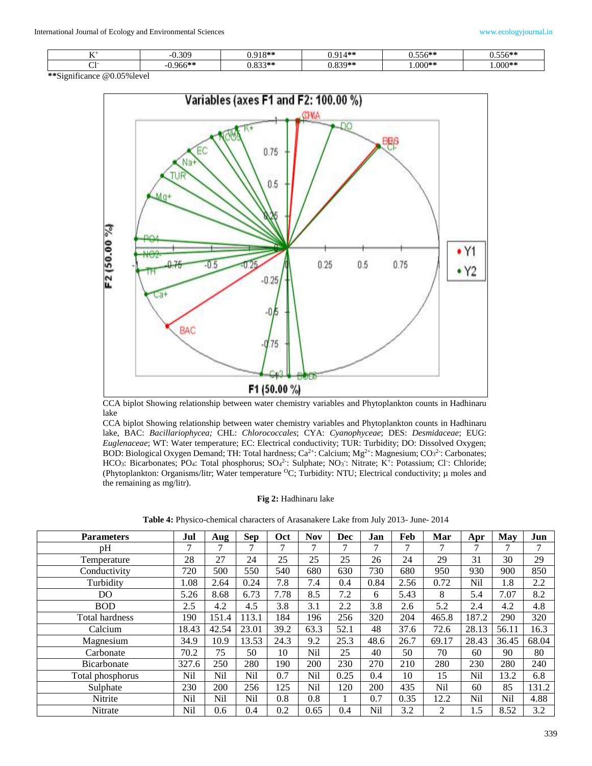| | | | | | |
|---|---|---|---|---|---|
| $K^+$ | -0.309 | 0.918** | 0.914** | 0.556** | 0.556** |
| $Cl^-$ | -0.966** | 0.833** | 0.839** | 1.000** | 1.000** |

**Significance @0.05%level

CCA biplot Showing relationship between water chemistry variables and Phytoplankton counts in Hadhinaru lake

CCA biplot Showing relationship between water chemistry variables and Phytoplankton counts in Hadhinaru lake, BAC: *Bacillariophycea;* CHL: *Chlorococcales*; CYA: *Cyanophyceae*; DES: *Desmidaceae*; EUG: *Euglenaceae*; WT: Water temperature; EC: Electrical conductivity; TUR: Turbidity; DO: Dissolved Oxygen; BOD: Biological Oxygen Demand; TH: Total hardness; $Ca^{2+}$: Calcium; $Mg^{2+}$: Magnesium; $CO_3^{2-}$: Carbonates; $HCO_3$: Bicarbonates; $PO_4$: Total phosphorus; $SO_4^{2-}$: Sulphate; $NO_3^-$: Nitrate; $K^+$: Potassium; $Cl^-$: Chloride; (Phytoplankton: Organisms/litr; Water temperature $^{O}C$; Turbidity: NTU; Electrical conductivity; µ moles and the remaining as mg/litr).

**Fig 2:** Hadhinaru lake

**Table 4:** Physico-chemical characters of Arasanakere Lake from July 2013- June- 2014

| Parameters | Jul | Aug | Sep | Oct | Nov | Dec | Jan | Feb | Mar | Apr | May | Jun |
|---|---|---|---|---|---|---|---|---|---|---|---|---|
| pH | 7 | 7 | 7 | 7 | 7 | 7 | 7 | 7 | 7 | 7 | 7 | 7 |
| Temperature | 28 | 27 | 24 | 25 | 25 | 25 | 26 | 24 | 29 | 31 | 30 | 29 |
| Conductivity | 720 | 500 | 550 | 540 | 680 | 630 | 730 | 680 | 950 | 930 | 900 | 850 |
| Turbidity | 1.08 | 2.64 | 0.24 | 7.8 | 7.4 | 0.4 | 0.84 | 2.56 | 0.72 | Nil | 1.8 | 2.2 |
| DO | 5.26 | 8.68 | 6.73 | 7.78 | 8.5 | 7.2 | 6 | 5.43 | 8 | 5.4 | 7.07 | 8.2 |
| BOD | 2.5 | 4.2 | 4.5 | 3.8 | 3.1 | 2.2 | 3.8 | 2.6 | 5.2 | 2.4 | 4.2 | 4.8 |
| Total hardness | 190 | 151.4 | 113.1 | 184 | 196 | 256 | 320 | 204 | 465.8 | 187.2 | 290 | 320 |
| Calcium | 18.43 | 42.54 | 23.01 | 39.2 | 63.3 | 52.1 | 48 | 37.6 | 72.6 | 28.13 | 56.11 | 16.3 |
| Magnesium | 34.9 | 10.9 | 13.53 | 24.3 | 9.2 | 25.3 | 48.6 | 26.7 | 69.17 | 28.43 | 36.45 | 68.04 |
| Carbonate | 70.2 | 75 | 50 | 10 | Nil | 25 | 40 | 50 | 70 | 60 | 90 | 80 |
| Bicarbonate | 327.6 | 250 | 280 | 190 | 200 | 230 | 270 | 210 | 280 | 230 | 280 | 240 |
| Total phosphorus | Nil | Nil | Nil | 0.7 | Nil | 0.25 | 0.4 | 10 | 15 | Nil | 13.2 | 6.8 |
| Sulphate | 230 | 200 | 256 | 125 | Nil | 120 | 200 | 435 | Nil | 60 | 85 | 131.2 |
| Nitrite | Nil | Nil | Nil | 0.8 | 0.8 | 1 | 0.7 | 0.35 | 12.2 | Nil | Nil | 4.88 |
| Nitrate | Nil | 0.6 | 0.4 | 0.2 | 0.65 | 0.4 | Nil | 3.2 | 2 | 1.5 | 8.52 | 3.2 |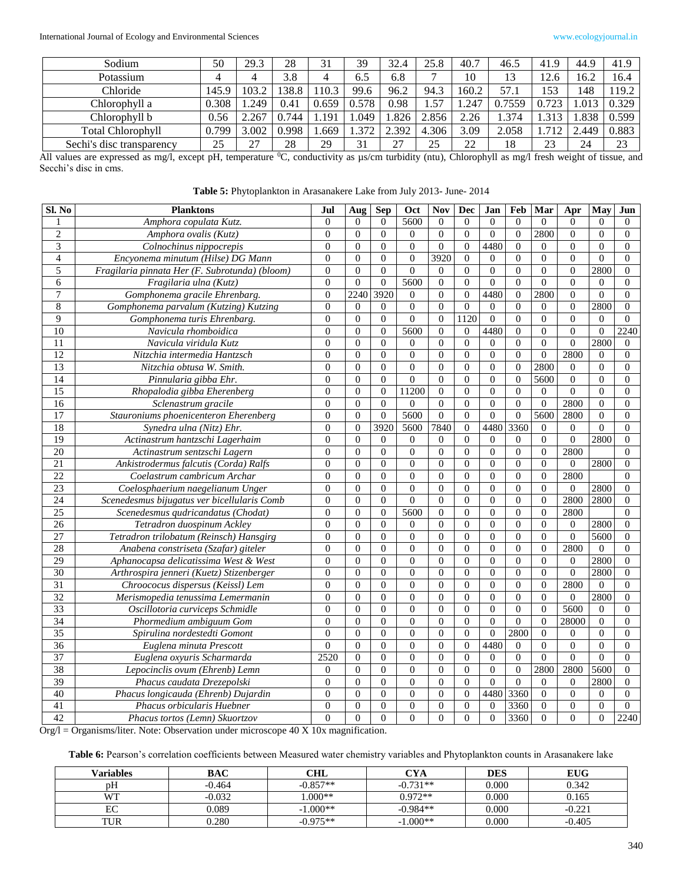| Sodium | 50 | 29.3 | 28 | 31 | 39 | 32.4 | 25.8 | 40.7 | 46.5 | 41.9 | 44.9 | 41.9 |
|---|---|---|---|---|---|---|---|---|---|---|---|---|
| Potassium | 4 | 4 | 3.8 | 4 | 6.5 | 6.8 | 7 | 10 | 13 | 12.6 | 16.2 | 16.4 |
| Chloride | 145.9 | 103.2 | 138.8 | 110.3 | 99.6 | 96.2 | 94.3 | 160.2 | 57.1 | 153 | 148 | 119.2 |
| Chlorophyll a | 0.308 | 1.249 | 0.41 | 0.659 | 0.578 | 0.98 | 1.57 | 1.247 | 0.7559 | 0.723 | 1.013 | 0.329 |
| Chlorophyll b | 0.56 | 2.267 | 0.744 | 1.191 | 1.049 | 1.826 | 2.856 | 2.26 | 1.374 | 1.313 | 1.838 | 0.599 |
| Total Chlorophyll | 0.799 | 3.002 | 0.998 | 1.669 | 1.372 | 2.392 | 4.306 | 3.09 | 2.058 | 1.712 | 2.449 | 0.883 |
| Sechi's disc transparency | 25 | 27 | 28 | 29 | 31 | 27 | 25 | 22 | 18 | 23 | 24 | 23 |

All values are expressed as mg/l, except pH, temperature $^{0}C$, conductivity as µs/cm turbidity (ntu), Chlorophyll as mg/l fresh weight of tissue, and Secchi's disc in cms.

**Table 5:** Phytoplankton in Arasanakere Lake from July 2013- June- 2014

| Sl. No | Planktons | Jul | Aug | Sep | Oct | Nov | Dec | Jan | Feb | Mar | Apr | May | Jun |
|---|---|---|---|---|---|---|---|---|---|---|---|---|---|
| 1 | *Amphora copulata Kutz.* | 0 | 0 | 0 | 5600 | 0 | 0 | 0 | 0 | 0 | 0 | 0 | 0 |
| 2 | *Amphora ovalis (Kutz)* | 0 | 0 | 0 | 0 | 0 | 0 | 0 | 0 | 2800 | 0 | 0 | 0 |
| 3 | *Colnochinus nippocrepis* | 0 | 0 | 0 | 0 | 0 | 0 | 4480 | 0 | 0 | 0 | 0 | 0 |
| 4 | *Encyonema minutum (Hilse) DG Mann* | 0 | 0 | 0 | 0 | 3920 | 0 | 0 | 0 | 0 | 0 | 0 | 0 |
| 5 | *Fragilaria pinnata Her (F. Subrotunda) (bloom)* | 0 | 0 | 0 | 0 | 0 | 0 | 0 | 0 | 0 | 0 | 2800 | 0 |
| 6 | *Fragilaria ulna (Kutz)* | 0 | 0 | 0 | 5600 | 0 | 0 | 0 | 0 | 0 | 0 | 0 | 0 |
| 7 | *Gomphonema gracile Ehrenbarg.* | 0 | 2240 | 3920 | 0 | 0 | 0 | 4480 | 0 | 2800 | 0 | 0 | 0 |
| 8 | *Gomphonema parvalum (Kutzing) Kutzing* | 0 | 0 | 0 | 0 | 0 | 0 | 0 | 0 | 0 | 0 | 2800 | 0 |
| 9 | *Gomphonema turis Ehrenbarg.* | 0 | 0 | 0 | 0 | 0 | 1120 | 0 | 0 | 0 | 0 | 0 | 0 |
| 10 | *Navicula rhomboidica* | 0 | 0 | 0 | 5600 | 0 | 0 | 4480 | 0 | 0 | 0 | 0 | 2240 |
| 11 | *Navicula viridula Kutz* | 0 | 0 | 0 | 0 | 0 | 0 | 0 | 0 | 0 | 0 | 2800 | 0 |
| 12 | *Nitzchia intermedia Hantzsch* | 0 | 0 | 0 | 0 | 0 | 0 | 0 | 0 | 0 | 2800 | 0 | 0 |
| 13 | *Nitzchia obtusa W. Smith.* | 0 | 0 | 0 | 0 | 0 | 0 | 0 | 0 | 2800 | 0 | 0 | 0 |
| 14 | *Pinnularia gibba Ehr.* | 0 | 0 | 0 | 0 | 0 | 0 | 0 | 0 | 5600 | 0 | 0 | 0 |
| 15 | *Rhopalodia gibba Eherenberg* | 0 | 0 | 0 | 11200 | 0 | 0 | 0 | 0 | 0 | 0 | 0 | 0 |
| 16 | *Sclenastrum gracile* | 0 | 0 | 0 | 0 | 0 | 0 | 0 | 0 | 0 | 2800 | 0 | 0 |
| 17 | *Stauroniums phoenicenteron Eherenberg* | 0 | 0 | 0 | 5600 | 0 | 0 | 0 | 0 | 5600 | 2800 | 0 | 0 |
| 18 | *Synedra ulna (Nitz) Ehr.* | 0 | 0 | 3920 | 5600 | 7840 | 0 | 4480 | 3360 | 0 | 0 | 0 | 0 |
| 19 | *Actinastrum hantzschi Lagerhaim* | 0 | 0 | 0 | 0 | 0 | 0 | 0 | 0 | 0 | 0 | 2800 | 0 |
| 20 | *Actinastrum sentzschi Lagern* | 0 | 0 | 0 | 0 | 0 | 0 | 0 | 0 | 0 | 2800 | | 0 |
| 21 | *Ankistrodermus falcutis (Corda) Ralfs* | 0 | 0 | 0 | 0 | 0 | 0 | 0 | 0 | 0 | 0 | 2800 | 0 |
| 22 | *Coelastrum cambricum Archar* | 0 | 0 | 0 | 0 | 0 | 0 | 0 | 0 | 0 | 2800 | | 0 |
| 23 | *Coelosphaerium naegelianum Unger* | 0 | 0 | 0 | 0 | 0 | 0 | 0 | 0 | 0 | 0 | 2800 | 0 |
| 24 | *Scenedesmus bijugatus ver bicellularis Comb* | 0 | 0 | 0 | 0 | 0 | 0 | 0 | 0 | 0 | 2800 | 2800 | 0 |
| 25 | *Scenedesmus qudricandatus (Chodat)* | 0 | 0 | 0 | 5600 | 0 | 0 | 0 | 0 | 0 | 2800 | | 0 |
| 26 | *Tetradron duospinum Ackley* | 0 | 0 | 0 | 0 | 0 | 0 | 0 | 0 | 0 | 0 | 2800 | 0 |
| 27 | *Tetradron trilobatum (Reinsch) Hansgirg* | 0 | 0 | 0 | 0 | 0 | 0 | 0 | 0 | 0 | 0 | 5600 | 0 |
| 28 | *Anabena constriseta (Szafar) giteler* | 0 | 0 | 0 | 0 | 0 | 0 | 0 | 0 | 0 | 2800 | 0 | 0 |
| 29 | *Aphanocapsa delicatissima West & West* | 0 | 0 | 0 | 0 | 0 | 0 | 0 | 0 | 0 | 0 | 2800 | 0 |
| 30 | *Arthrospira jenneri (Kuetz) Stizenberger* | 0 | 0 | 0 | 0 | 0 | 0 | 0 | 0 | 0 | 0 | 2800 | 0 |
| 31 | *Chroococus dispersus (Keissl) Lem* | 0 | 0 | 0 | 0 | 0 | 0 | 0 | 0 | 0 | 2800 | 0 | 0 |
| 32 | *Merismopedia tenussima Lemermanin* | 0 | 0 | 0 | 0 | 0 | 0 | 0 | 0 | 0 | 0 | 2800 | 0 |
| 33 | *Oscillotoria curviceps Schmidle* | 0 | 0 | 0 | 0 | 0 | 0 | 0 | 0 | 0 | 5600 | 0 | 0 |
| 34 | *Phormedium ambiguum Gom* | 0 | 0 | 0 | 0 | 0 | 0 | 0 | 0 | 0 | 28000 | 0 | 0 |
| 35 | *Spirulina nordestedti Gomont* | 0 | 0 | 0 | 0 | 0 | 0 | 0 | 2800 | 0 | 0 | 0 | 0 |
| 36 | *Euglena minuta Prescott* | 0 | 0 | 0 | 0 | 0 | 0 | 4480 | 0 | 0 | 0 | 0 | 0 |
| 37 | *Euglena oxyuris Scharmarda* | 2520 | 0 | 0 | 0 | 0 | 0 | 0 | 0 | 0 | 0 | 0 | 0 |
| 38 | *Lepocinclis ovum (Ehrenb) Lemn* | 0 | 0 | 0 | 0 | 0 | 0 | 0 | 0 | 2800 | 2800 | 5600 | 0 |
| 39 | *Phacus caudata Drezepolski* | 0 | 0 | 0 | 0 | 0 | 0 | 0 | 0 | 0 | 0 | 2800 | 0 |
| 40 | *Phacus longicauda (Ehrenb) Dujardin* | 0 | 0 | 0 | 0 | 0 | 0 | 4480 | 3360 | 0 | 0 | 0 | 0 |
| 41 | *Phacus orbicularis Huebner* | 0 | 0 | 0 | 0 | 0 | 0 | 0 | 3360 | 0 | 0 | 0 | 0 |
| 42 | *Phacus tortos (Lemn) Skuortzov* | 0 | 0 | 0 | 0 | 0 | 0 | 0 | 3360 | 0 | 0 | 0 | 2240 |

Org/l = Organisms/liter. Note: Observation under microscope 40 X 10x magnification.

**Table 6:** Pearson's correlation coefficients between Measured water chemistry variables and Phytoplankton counts in Arasanakere lake

| Variables | BAC | CHL | CYA | DES | EUG |
|---|---|---|---|---|---|
| pH | -0.464 | -0.857** | -0.731** | 0.000 | 0.342 |
| WT | -0.032 | 1.000** | 0.972** | 0.000 | 0.165 |
| EC | 0.089 | -1.000** | -0.984** | 0.000 | -0.221 |
| TUR | 0.280 | -0.975** | -1.000** | 0.000 | -0.405 |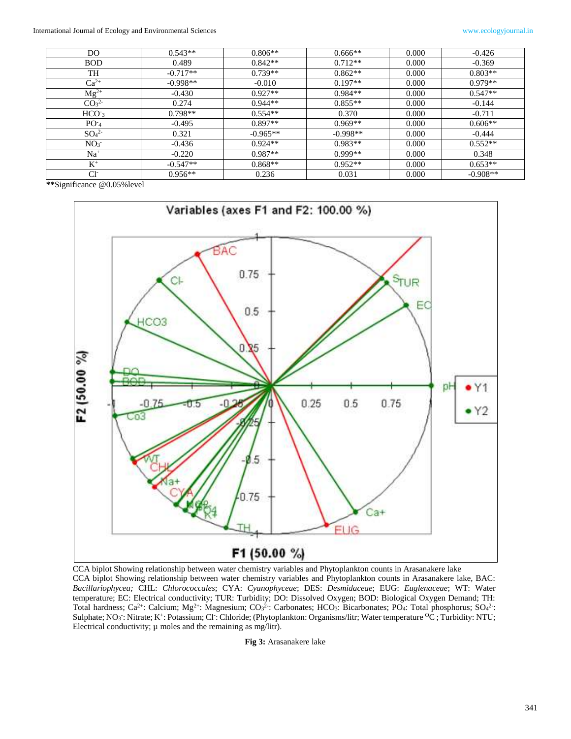| DO | 0.543** | 0.806** | 0.666** | 0.000 | -0.426 |
|---|---|---|---|---|---|
| BOD | 0.489 | 0.842** | 0.712** | 0.000 | -0.369 |
| TH | -0.717** | 0.739** | 0.862** | 0.000 | 0.803** |
| $Ca^{2+}$ | -0.998** | -0.010 | 0.197** | 0.000 | 0.979** |
| $Mg^{2+}$ | -0.430 | 0.927** | 0.984** | 0.000 | 0.547** |
| $CO_3^{2-}$ | 0.274 | 0.944** | 0.855** | 0.000 | -0.144 |
| $HCO_3^-$ | 0.798** | 0.554** | 0.370 | 0.000 | -0.711 |
| $PO_4^-$ | -0.495 | 0.897** | 0.969** | 0.000 | 0.606** |
| $SO_4^{2-}$ | 0.321 | -0.965** | -0.998** | 0.000 | -0.444 |
| $NO_3^-$ | -0.436 | 0.924** | 0.983** | 0.000 | 0.552** |
| $Na^+$ | -0.220 | 0.987** | 0.999** | 0.000 | 0.348 |
| $K^+$ | -0.547** | 0.868** | 0.952** | 0.000 | 0.653** |
| $Cl^-$ | 0.956** | 0.236 | 0.031 | 0.000 | -0.908** |

**Significance @0.05%level

CCA biplot Showing relationship between water chemistry variables and Phytoplankton counts in Arasanakere lake

CCA biplot Showing relationship between water chemistry variables and Phytoplankton counts in Arasanakere lake, BAC: *Bacillariophycea;* CHL: *Chlorococcales*; CYA: *Cyanophyceae*; DES: *Desmidaceae*; EUG: *Euglenaceae*; WT: Water temperature; EC: Electrical conductivity; TUR: Turbidity; DO: Dissolved Oxygen; BOD: Biological Oxygen Demand; TH: Total hardness; $Ca^{2+}$: Calcium; $Mg^{2+}$: Magnesium; $CO_3^{2-}$: Carbonates; $HCO_3$: Bicarbonates; $PO_4$: Total phosphorus; $SO_4^{2-}$: Sulphate; $NO_3^-$: Nitrate; $K^+$: Potassium; $Cl^-$: Chloride; (Phytoplankton: Organisms/litr; Water temperature $^{O}C$ ; Turbidity: NTU; Electrical conductivity; µ moles and the remaining as mg/litr).

**Fig 3:** Arasanakere lake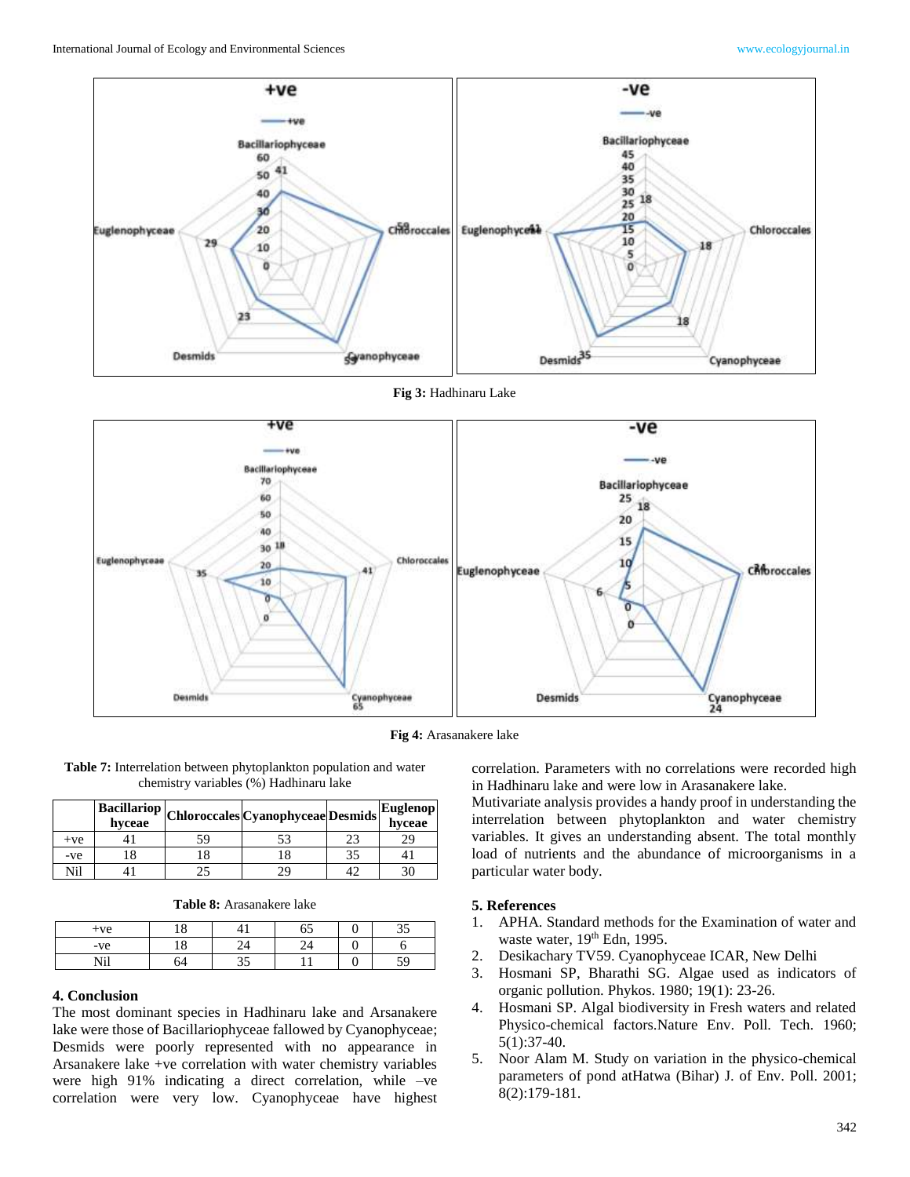Fig 3: Hadhinaru Lake

Fig 4: Arasanakere lake

**Table 7:** Interrelation between phytoplankton population and water chemistry variables (%) Hadhinaru lake

| | Bacillariophyceae | Chloroccales | Cyanophyceae | Desmids | Euglenophyceae |
|---|---|---|---|---|---|
| +ve | 41 | 59 | 53 | 23 | 29 |
| -ve | 18 | 18 | 18 | 35 | 41 |
| Nil | 41 | 25 | 29 | 42 | 30 |

**Table 8:** Arasanakere lake

| | | | | | |
|---|---|---|---|---|---|
| +ve | 18 | 41 | 65 | 0 | 35 |
| -ve | 18 | 24 | 24 | 0 | 6 |
| Nil | 64 | 35 | 11 | 0 | 59 |

## 4. Conclusion

The most dominant species in Hadhinaru lake and Arsanakere lake were those of Bacillariophyceae fallowed by Cyanophyceae; Desmids were poorly represented with no appearance in Arsanakere lake +ve correlation with water chemistry variables were high 91% indicating a direct correlation, while –ve correlation were very low. Cyanophyceae have highest correlation. Parameters with no correlations were recorded high in Hadhinaru lake and were low in Arasanakere lake.

Mutivariate analysis provides a handy proof in understanding the interrelation between phytoplankton and water chemistry variables. It gives an understanding absent. The total monthly load of nutrients and the abundance of microorganisms in a particular water body.

## 5. References

1. APHA. Standard methods for the Examination of water and waste water, 19th Edn, 1995.
2. Desikachary TV59. Cyanophyceae ICAR, New Delhi
3. Hosmani SP, Bharathi SG. Algae used as indicators of organic pollution. Phykos. 1980; 19(1): 23-26.
4. Hosmani SP. Algal biodiversity in Fresh waters and related Physico-chemical factors.Nature Env. Poll. Tech. 1960; 5(1):37-40.
5. Noor Alam M. Study on variation in the physico-chemical parameters of pond atHatwa (Bihar) J. of Env. Poll. 2001; 8(2):179-181.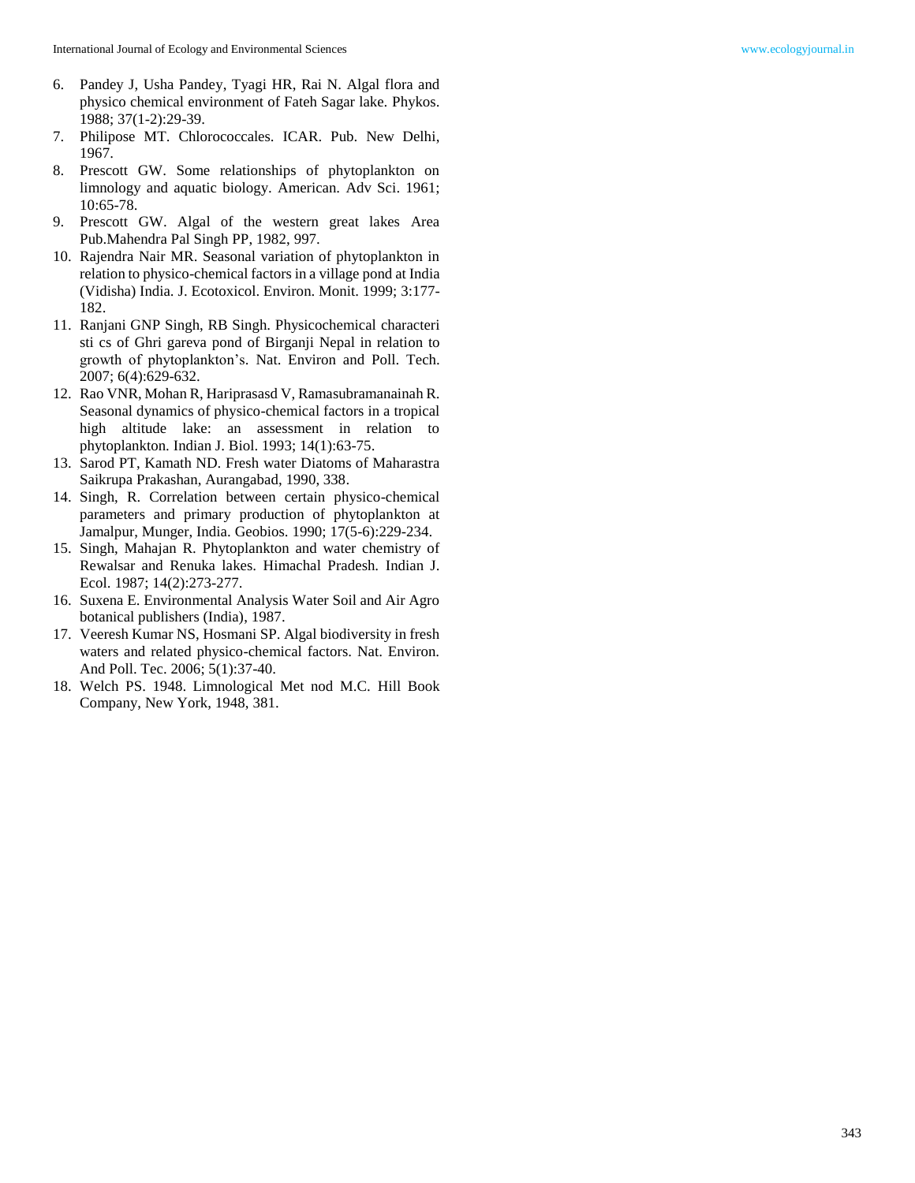6. Pandey J, Usha Pandey, Tyagi HR, Rai N. Algal flora and physico chemical environment of Fateh Sagar lake. Phykos. 1988; 37(1-2):29-39.
7. Philipose MT. Chlorococcales. ICAR. Pub. New Delhi, 1967.
8. Prescott GW. Some relationships of phytoplankton on limnology and aquatic biology. American. Adv Sci. 1961; 10:65-78.
9. Prescott GW. Algal of the western great lakes Area Pub.Mahendra Pal Singh PP, 1982, 997.
10. Rajendra Nair MR. Seasonal variation of phytoplankton in relation to physico-chemical factors in a village pond at India (Vidisha) India. J. Ecotoxicol. Environ. Monit. 1999; 3:177-182.
11. Ranjani GNP Singh, RB Singh. Physicochemical characteri sti cs of Ghri gareva pond of Birganji Nepal in relation to growth of phytoplankton's. Nat. Environ and Poll. Tech. 2007; 6(4):629-632.
12. Rao VNR, Mohan R, Hariprasasd V, Ramasubramanainah R. Seasonal dynamics of physico-chemical factors in a tropical high altitude lake: an assessment in relation to phytoplankton. Indian J. Biol. 1993; 14(1):63-75.
13. Sarod PT, Kamath ND. Fresh water Diatoms of Maharastra Saikrupa Prakashan, Aurangabad, 1990, 338.
14. Singh, R. Correlation between certain physico-chemical parameters and primary production of phytoplankton at Jamalpur, Munger, India. Geobios. 1990; 17(5-6):229-234.
15. Singh, Mahajan R. Phytoplankton and water chemistry of Rewalsar and Renuka lakes. Himachal Pradesh. Indian J. Ecol. 1987; 14(2):273-277.
16. Suxena E. Environmental Analysis Water Soil and Air Agro botanical publishers (India), 1987.
17. Veeresh Kumar NS, Hosmani SP. Algal biodiversity in fresh waters and related physico-chemical factors. Nat. Environ. And Poll. Tec. 2006; 5(1):37-40.
18. Welch PS. 1948. Limnological Met nod M.C. Hill Book Company, New York, 1948, 381.